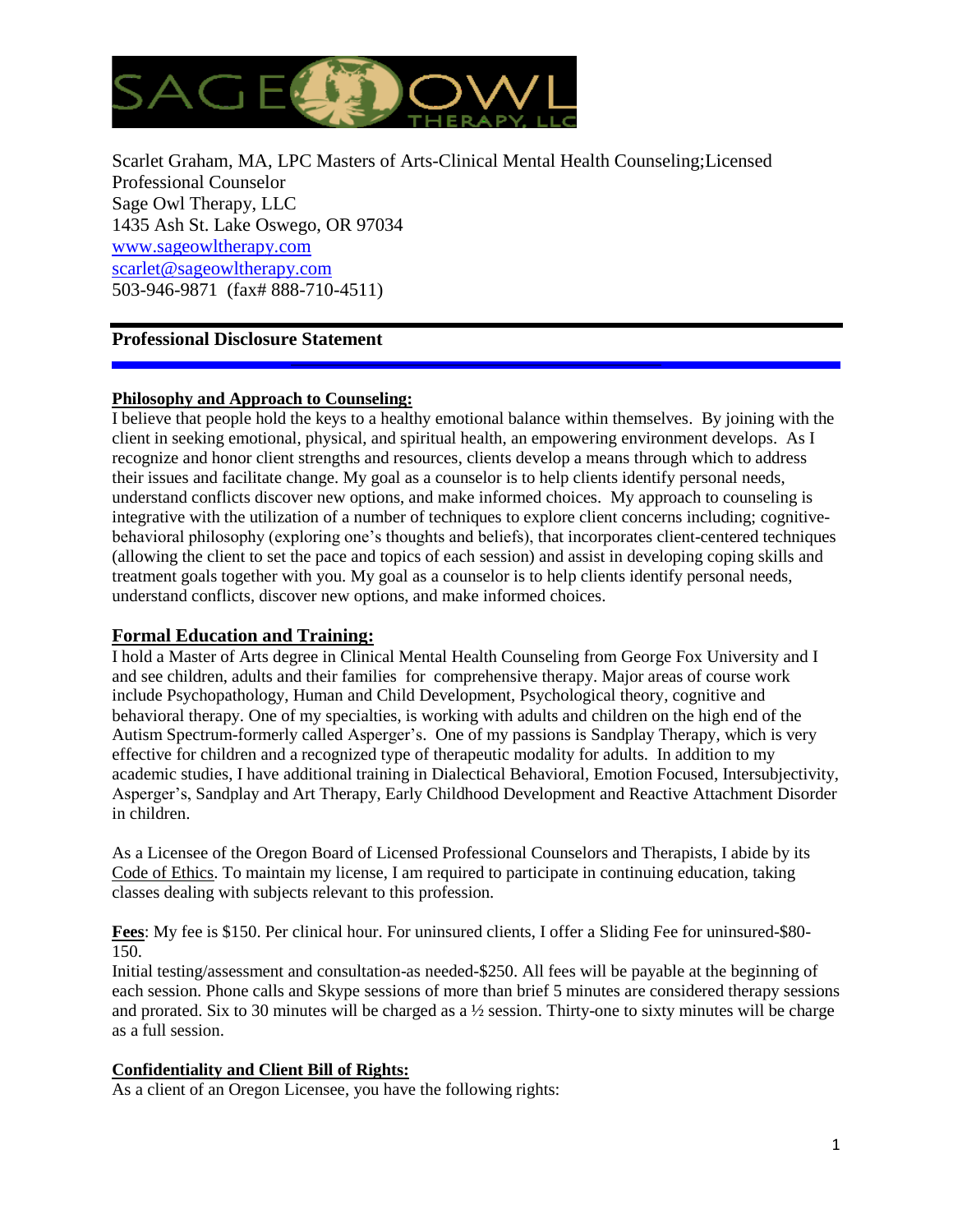Scarlet Graham, MA, LPC Masters of Arts-Clinical Mental Health Counseling;Licensed Professional Counselor
Sage Owl Therapy, LLC
1435 Ash St. Lake Oswego, OR 97034
www.sageowltherapy.com
scarlet@sageowltherapy.com
503-946-9871 (fax# 888-710-4511)

## Professional Disclosure Statement

**Philosophy and Approach to Counseling:**

I believe that people hold the keys to a healthy emotional balance within themselves. By joining with the client in seeking emotional, physical, and spiritual health, an empowering environment develops. As I recognize and honor client strengths and resources, clients develop a means through which to address their issues and facilitate change. My goal as a counselor is to help clients identify personal needs, understand conflicts discover new options, and make informed choices. My approach to counseling is integrative with the utilization of a number of techniques to explore client concerns including; cognitive-behavioral philosophy (exploring one's thoughts and beliefs), that incorporates client-centered techniques (allowing the client to set the pace and topics of each session) and assist in developing coping skills and treatment goals together with you. My goal as a counselor is to help clients identify personal needs, understand conflicts, discover new options, and make informed choices.

**Formal Education and Training:**

I hold a Master of Arts degree in Clinical Mental Health Counseling from George Fox University and I and see children, adults and their families for comprehensive therapy. Major areas of course work include Psychopathology, Human and Child Development, Psychological theory, cognitive and behavioral therapy. One of my specialties, is working with adults and children on the high end of the Autism Spectrum-formerly called Asperger's. One of my passions is Sandplay Therapy, which is very effective for children and a recognized type of therapeutic modality for adults. In addition to my academic studies, I have additional training in Dialectical Behavioral, Emotion Focused, Intersubjectivity, Asperger's, Sandplay and Art Therapy, Early Childhood Development and Reactive Attachment Disorder in children.

As a Licensee of the Oregon Board of Licensed Professional Counselors and Therapists, I abide by its Code of Ethics. To maintain my license, I am required to participate in continuing education, taking classes dealing with subjects relevant to this profession.

**Fees**: My fee is $150. Per clinical hour. For uninsured clients, I offer a Sliding Fee for uninsured-$80-150.
Initial testing/assessment and consultation-as needed-$250. All fees will be payable at the beginning of each session. Phone calls and Skype sessions of more than brief 5 minutes are considered therapy sessions and prorated. Six to 30 minutes will be charged as a ½ session. Thirty-one to sixty minutes will be charge as a full session.

**Confidentiality and Client Bill of Rights:**

As a client of an Oregon Licensee, you have the following rights: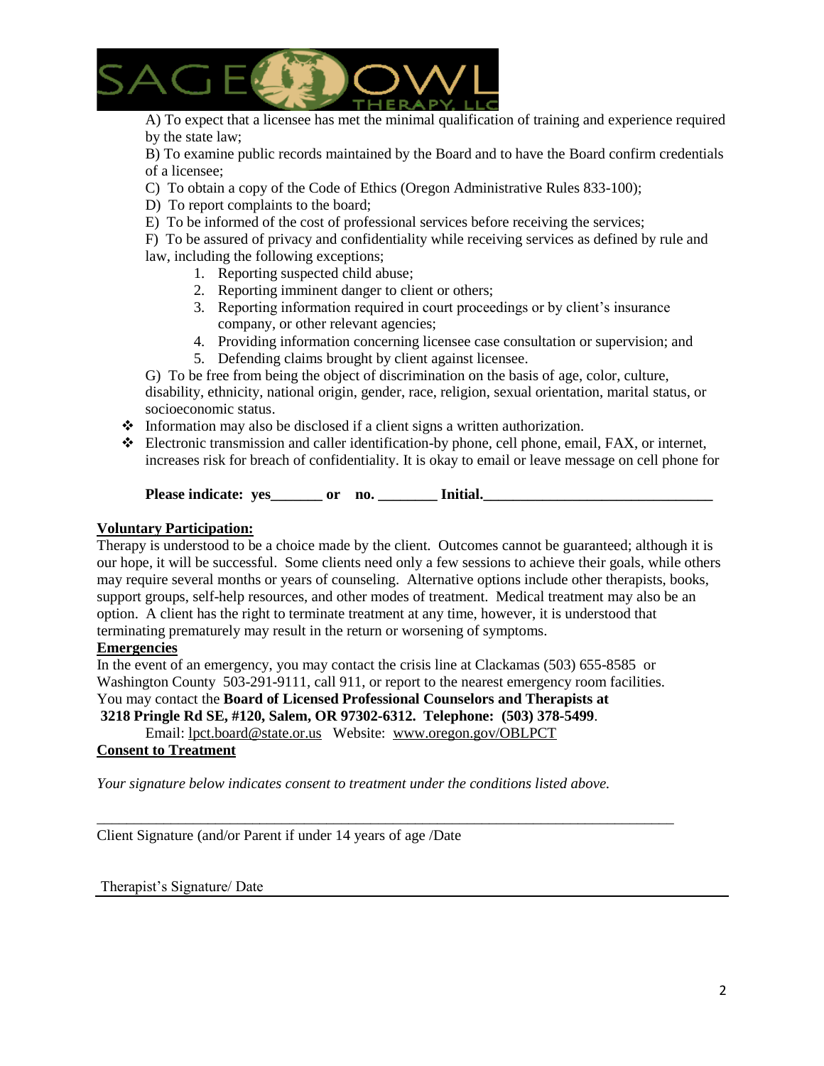A) To expect that a licensee has met the minimal qualification of training and experience required by the state law;

B) To examine public records maintained by the Board and to have the Board confirm credentials of a licensee;

C) To obtain a copy of the Code of Ethics (Oregon Administrative Rules 833-100);

D) To report complaints to the board;

E) To be informed of the cost of professional services before receiving the services;

F) To be assured of privacy and confidentiality while receiving services as defined by rule and law, including the following exceptions;

1. Reporting suspected child abuse;
2. Reporting imminent danger to client or others;
3. Reporting information required in court proceedings or by client's insurance company, or other relevant agencies;
4. Providing information concerning licensee case consultation or supervision; and
5. Defending claims brought by client against licensee.

G) To be free from being the object of discrimination on the basis of age, color, culture, disability, ethnicity, national origin, gender, race, religion, sexual orientation, marital status, or socioeconomic status.

- Information may also be disclosed if a client signs a written authorization.
- Electronic transmission and caller identification-by phone, cell phone, email, FAX, or internet, increases risk for breach of confidentiality. It is okay to email or leave message on cell phone for

**Please indicate: yes_______ or no. ________ Initial.________________________________**

**Voluntary Participation:**

Therapy is understood to be a choice made by the client. Outcomes cannot be guaranteed; although it is our hope, it will be successful. Some clients need only a few sessions to achieve their goals, while others may require several months or years of counseling. Alternative options include other therapists, books, support groups, self-help resources, and other modes of treatment. Medical treatment may also be an option. A client has the right to terminate treatment at any time, however, it is understood that terminating prematurely may result in the return or worsening of symptoms.

**Emergencies**

In the event of an emergency, you may contact the crisis line at Clackamas (503) 655-8585 or Washington County 503-291-9111, call 911, or report to the nearest emergency room facilities. You may contact the **Board of Licensed Professional Counselors and Therapists at 3218 Pringle Rd SE, #120, Salem, OR 97302-6312. Telephone: (503) 378-5499**.

Email: lpct.board@state.or.us Website: www.oregon.gov/OBLPCT

**Consent to Treatment**

*Your signature below indicates consent to treatment under the conditions listed above.*

_____________________________________________________________________________

Client Signature (and/or Parent if under 14 years of age /Date

Therapist's Signature/ Date